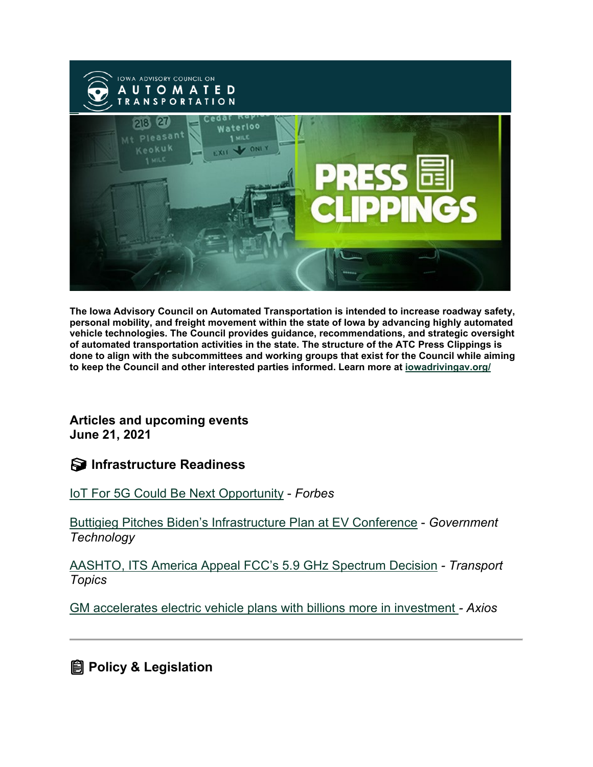The Iowa Advisory Council on Automated Transportation is intended to increase roadway safety, personal mobility, and freight movement within the state of Iowa by advancing highly automated vehicle technologies. The Council provides guidance, recommendations, and strategic oversight of automated transportation activities in the state. The structure of the ATC Press Clippings is done to align with the subcommittees and working groups that exist for the Council while aiming to keep the Council and other interested parties informed. Learn more at iowadrivingav.org/

**Articles and upcoming events**
**June 21, 2021**

## Infrastructure Readiness

IoT For 5G Could Be Next Opportunity - *Forbes*

Buttigieg Pitches Biden's Infrastructure Plan at EV Conference - *Government Technology*

AASHTO, ITS America Appeal FCC's 5.9 GHz Spectrum Decision - *Transport Topics*

GM accelerates electric vehicle plans with billions more in investment - *Axios*

---

## Policy & Legislation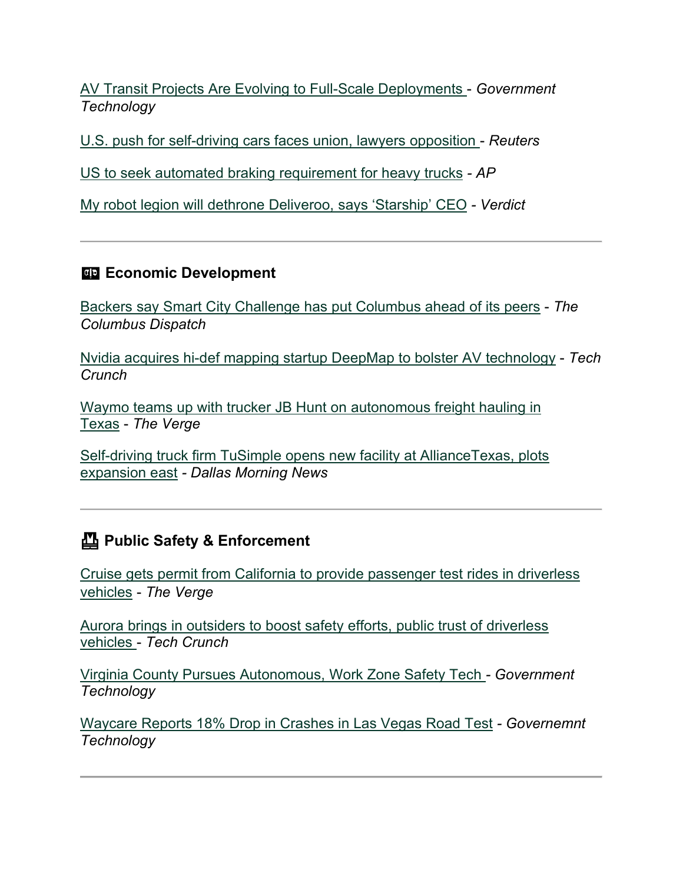AV Transit Projects Are Evolving to Full-Scale Deployments - *Government Technology*

U.S. push for self-driving cars faces union, lawyers opposition - *Reuters*

US to seek automated braking requirement for heavy trucks - *AP*

My robot legion will dethrone Deliveroo, says 'Starship' CEO - *Verdict*

---

## Economic Development

Backers say Smart City Challenge has put Columbus ahead of its peers - *The Columbus Dispatch*

Nvidia acquires hi-def mapping startup DeepMap to bolster AV technology - *Tech Crunch*

Waymo teams up with trucker JB Hunt on autonomous freight hauling in Texas - *The Verge*

Self-driving truck firm TuSimple opens new facility at AllianceTexas, plots expansion east - *Dallas Morning News*

---

## Public Safety & Enforcement

Cruise gets permit from California to provide passenger test rides in driverless vehicles - *The Verge*

Aurora brings in outsiders to boost safety efforts, public trust of driverless vehicles - *Tech Crunch*

Virginia County Pursues Autonomous, Work Zone Safety Tech - *Government Technology*

Waycare Reports 18% Drop in Crashes in Las Vegas Road Test - *Governemnt Technology*

---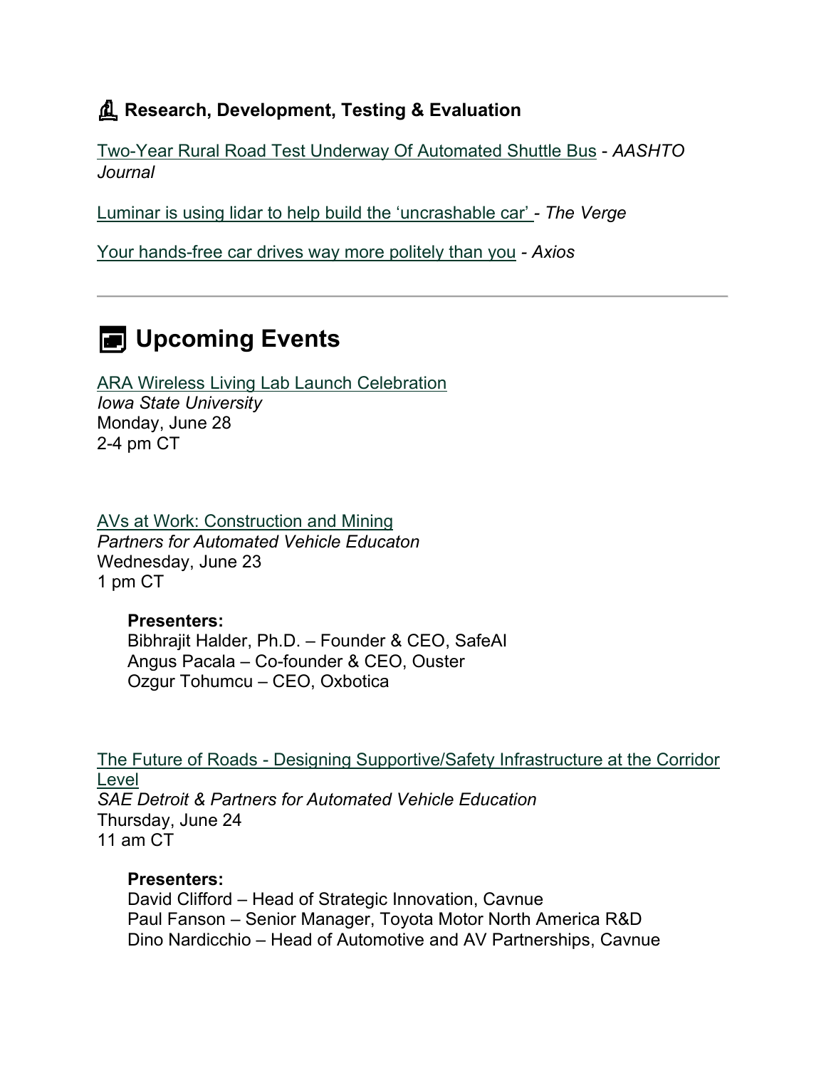### Research, Development, Testing & Evaluation

Two-Year Rural Road Test Underway Of Automated Shuttle Bus - *AASHTO Journal*

Luminar is using lidar to help build the 'uncrashable car' - *The Verge*

Your hands-free car drives way more politely than you - *Axios*

---

## Upcoming Events

ARA Wireless Living Lab Launch Celebration
*Iowa State University*
Monday, June 28
2-4 pm CT

AVs at Work: Construction and Mining
*Partners for Automated Vehicle Educaton*
Wednesday, June 23
1 pm CT

> **Presenters:**
> Bibhrajit Halder, Ph.D. – Founder & CEO, SafeAI
> Angus Pacala – Co-founder & CEO, Ouster
> Ozgur Tohumcu – CEO, Oxbotica

The Future of Roads - Designing Supportive/Safety Infrastructure at the Corridor Level
*SAE Detroit & Partners for Automated Vehicle Education*
Thursday, June 24
11 am CT

> **Presenters:**
> David Clifford – Head of Strategic Innovation, Cavnue
> Paul Fanson – Senior Manager, Toyota Motor North America R&D
> Dino Nardicchio – Head of Automotive and AV Partnerships, Cavnue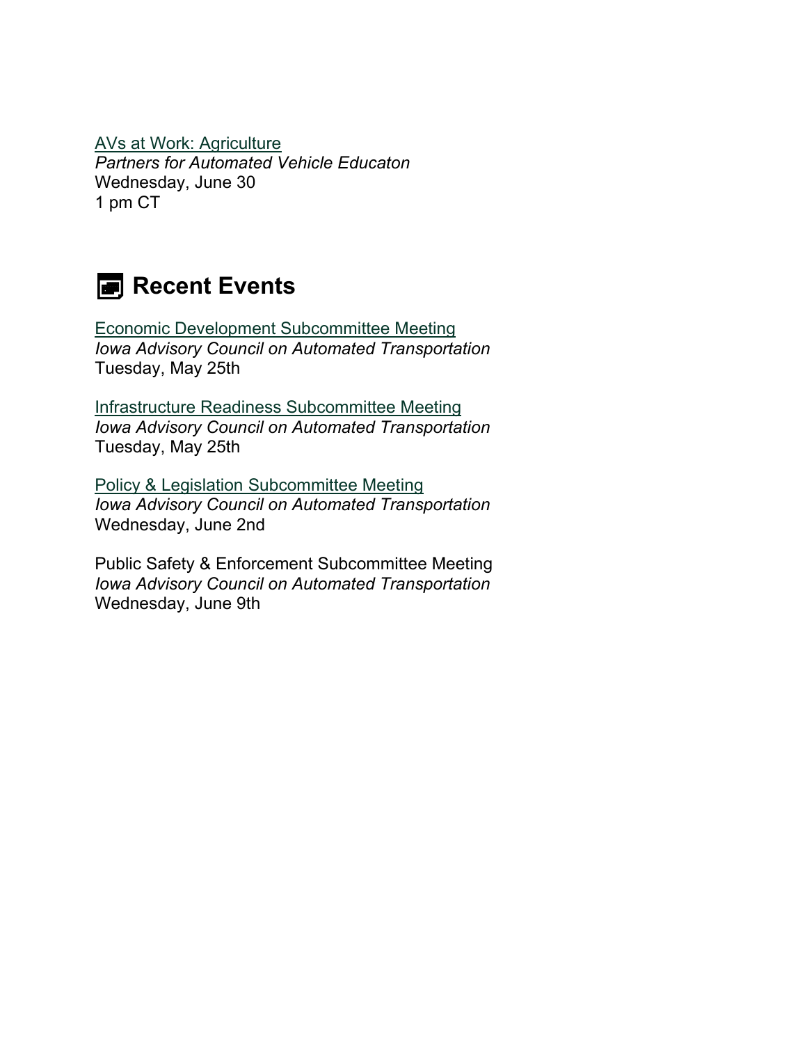AVs at Work: Agriculture
*Partners for Automated Vehicle Educaton*
Wednesday, June 30
1 pm CT

## Recent Events

Economic Development Subcommittee Meeting
*Iowa Advisory Council on Automated Transportation*
Tuesday, May 25th

Infrastructure Readiness Subcommittee Meeting
*Iowa Advisory Council on Automated Transportation*
Tuesday, May 25th

Policy & Legislation Subcommittee Meeting
*Iowa Advisory Council on Automated Transportation*
Wednesday, June 2nd

Public Safety & Enforcement Subcommittee Meeting
*Iowa Advisory Council on Automated Transportation*
Wednesday, June 9th